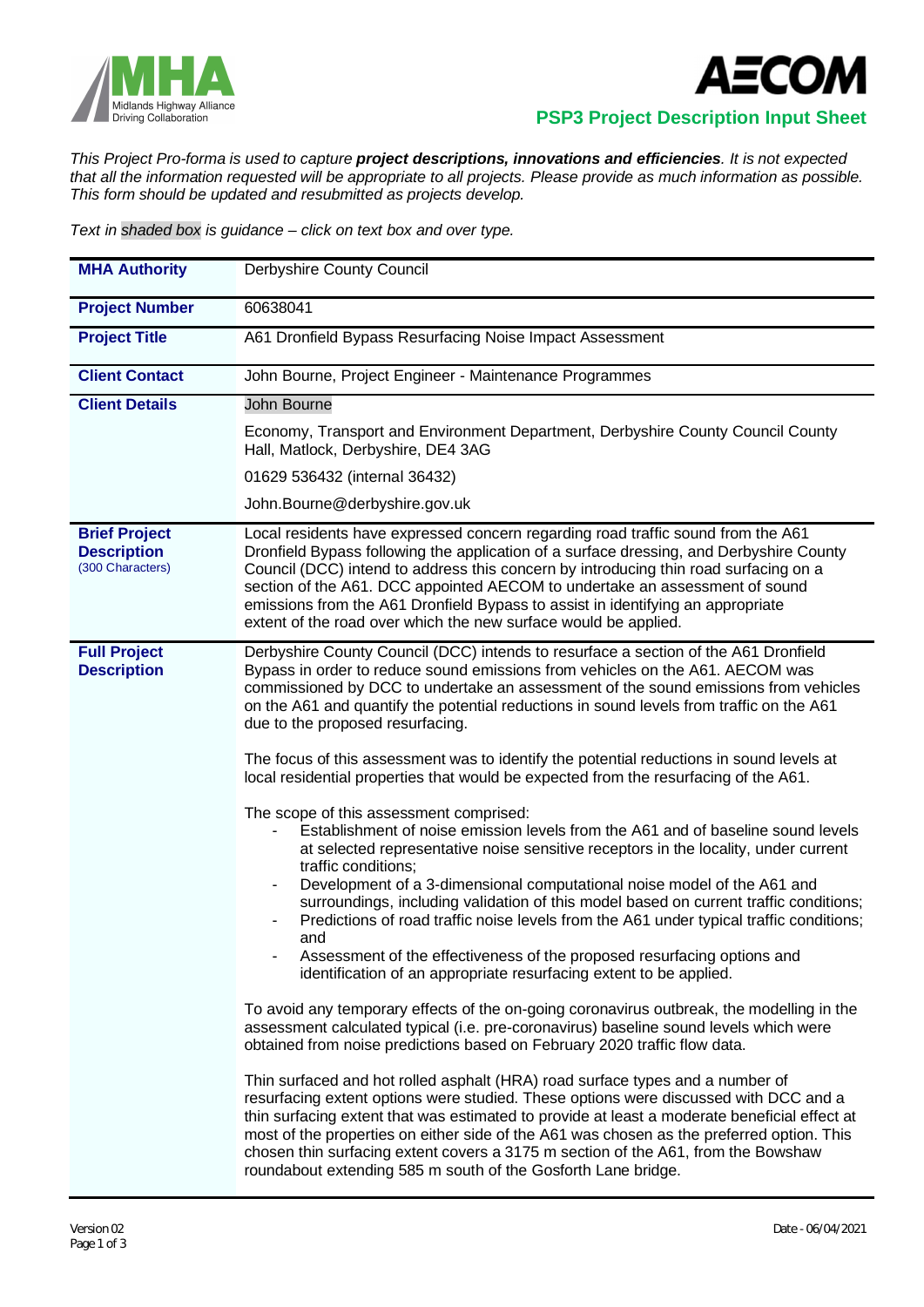# PSP3 Project Description Input Sheet

*This Project Pro-forma is used to capture **project descriptions, innovations and efficiencies**. It is not expected that all the information requested will be appropriate to all projects. Please provide as much information as possible. This form should be updated and resubmitted as projects develop.*

*Text in shaded box is guidance – click on text box and over type.*

| | |
|---|---|
| **MHA Authority** | Derbyshire County Council |
| **Project Number** | 60638041 |
| **Project Title** | A61 Dronfield Bypass Resurfacing Noise Impact Assessment |
| **Client Contact** | John Bourne, Project Engineer - Maintenance Programmes |
| **Client Details** | John Bourne<br><br>Economy, Transport and Environment Department, Derbyshire County Council County Hall, Matlock, Derbyshire, DE4 3AG<br><br>01629 536432 (internal 36432)<br><br>John.Bourne@derbyshire.gov.uk |
| **Brief Project Description** (300 Characters) | Local residents have expressed concern regarding road traffic sound from the A61 Dronfield Bypass following the application of a surface dressing, and Derbyshire County Council (DCC) intend to address this concern by introducing thin road surfacing on a section of the A61. DCC appointed AECOM to undertake an assessment of sound emissions from the A61 Dronfield Bypass to assist in identifying an appropriate extent of the road over which the new surface would be applied. |
| **Full Project Description** | Derbyshire County Council (DCC) intends to resurface a section of the A61 Dronfield Bypass in order to reduce sound emissions from vehicles on the A61. AECOM was commissioned by DCC to undertake an assessment of the sound emissions from vehicles on the A61 and quantify the potential reductions in sound levels from traffic on the A61 due to the proposed resurfacing.<br><br>The focus of this assessment was to identify the potential reductions in sound levels at local residential properties that would be expected from the resurfacing of the A61.<br><br>The scope of this assessment comprised:<br>- Establishment of noise emission levels from the A61 and of baseline sound levels at selected representative noise sensitive receptors in the locality, under current traffic conditions;<br>- Development of a 3-dimensional computational noise model of the A61 and surroundings, including validation of this model based on current traffic conditions;<br>- Predictions of road traffic noise levels from the A61 under typical traffic conditions; and<br>- Assessment of the effectiveness of the proposed resurfacing options and identification of an appropriate resurfacing extent to be applied.<br><br>To avoid any temporary effects of the on-going coronavirus outbreak, the modelling in the assessment calculated typical (i.e. pre-coronavirus) baseline sound levels which were obtained from noise predictions based on February 2020 traffic flow data.<br><br>Thin surfaced and hot rolled asphalt (HRA) road surface types and a number of resurfacing extent options were studied. These options were discussed with DCC and a thin surfacing extent that was estimated to provide at least a moderate beneficial effect at most of the properties on either side of the A61 was chosen as the preferred option. This chosen thin surfacing extent covers a 3175 m section of the A61, from the Bowshaw roundabout extending 585 m south of the Gosforth Lane bridge. |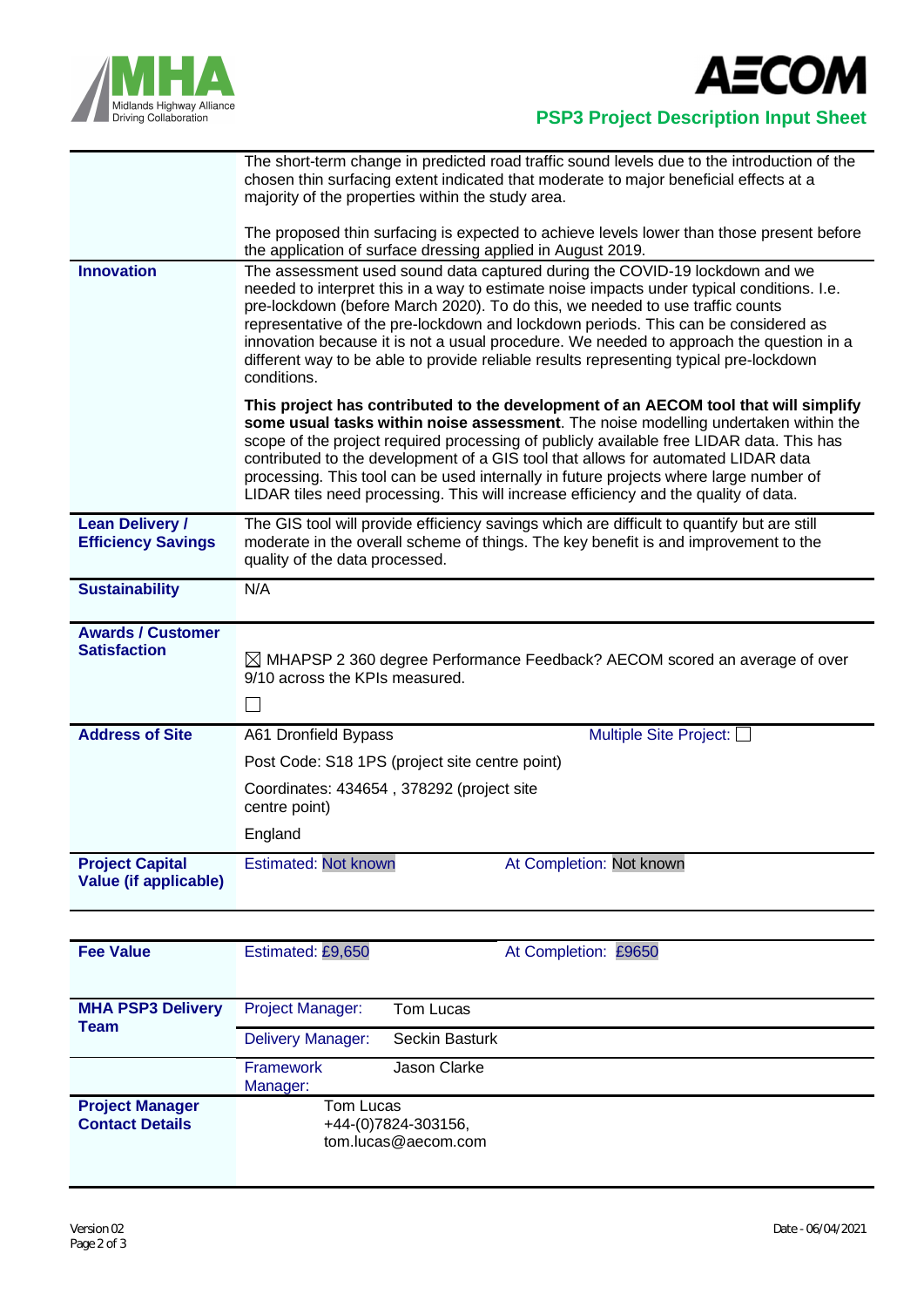| | |
|---|---|
| | The short-term change in predicted road traffic sound levels due to the introduction of the chosen thin surfacing extent indicated that moderate to major beneficial effects at a majority of the properties within the study area.<br><br>The proposed thin surfacing is expected to achieve levels lower than those present before the application of surface dressing applied in August 2019. |
| **Innovation** | The assessment used sound data captured during the COVID-19 lockdown and we needed to interpret this in a way to estimate noise impacts under typical conditions. I.e. pre-lockdown (before March 2020). To do this, we needed to use traffic counts representative of the pre-lockdown and lockdown periods. This can be considered as innovation because it is not a usual procedure. We needed to approach the question in a different way to be able to provide reliable results representing typical pre-lockdown conditions.<br><br>**This project has contributed to the development of an AECOM tool that will simplify some usual tasks within noise assessment**. The noise modelling undertaken within the scope of the project required processing of publicly available free LIDAR data. This has contributed to the development of a GIS tool that allows for automated LIDAR data processing. This tool can be used internally in future projects where large number of LIDAR tiles need processing. This will increase efficiency and the quality of data. |
| **Lean Delivery / Efficiency Savings** | The GIS tool will provide efficiency savings which are difficult to quantify but are still moderate in the overall scheme of things. The key benefit is and improvement to the quality of the data processed. |
| **Sustainability** | N/A |
| **Awards / Customer Satisfaction** | ☒ MHAPSP 2 360 degree Performance Feedback? AECOM scored an average of over 9/10 across the KPIs measured.<br><br>☐ |
| **Address of Site** | A61 Dronfield Bypass — Multiple Site Project: ☐<br><br>Post Code: S18 1PS (project site centre point)<br><br>Coordinates: 434654 , 378292 (project site centre point)<br><br>England |
| **Project Capital Value (if applicable)** | Estimated: Not known — At Completion: Not known |

| | |
|---|---|
| **Fee Value** | Estimated: £9,650 — At Completion: £9650 |
| **MHA PSP3 Delivery Team** | Project Manager: Tom Lucas |
| | Delivery Manager: Seckin Basturk |
| | Framework Manager: Jason Clarke |
| **Project Manager Contact Details** | Tom Lucas<br>+44-(0)7824-303156,<br>tom.lucas@aecom.com |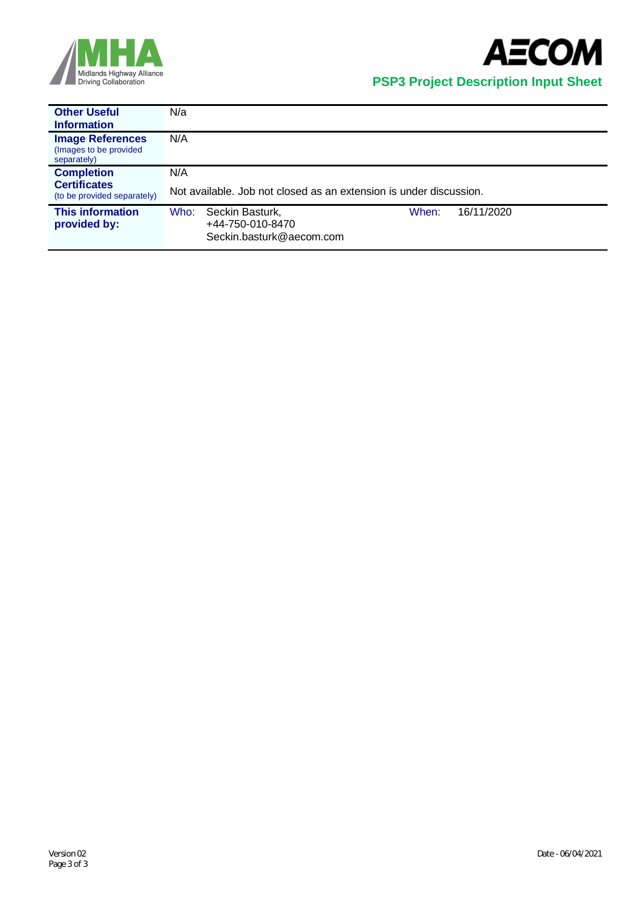| | |
|---|---|
| **Other Useful Information** | N/a |
| **Image References** (Images to be provided separately) | N/A |
| **Completion Certificates** (to be provided separately) | N/A<br><br>Not available. Job not closed as an extension is under discussion. |
| **This information provided by:** | Who: Seckin Basturk, +44-750-010-8470 Seckin.basturk@aecom.com When: 16/11/2020 |